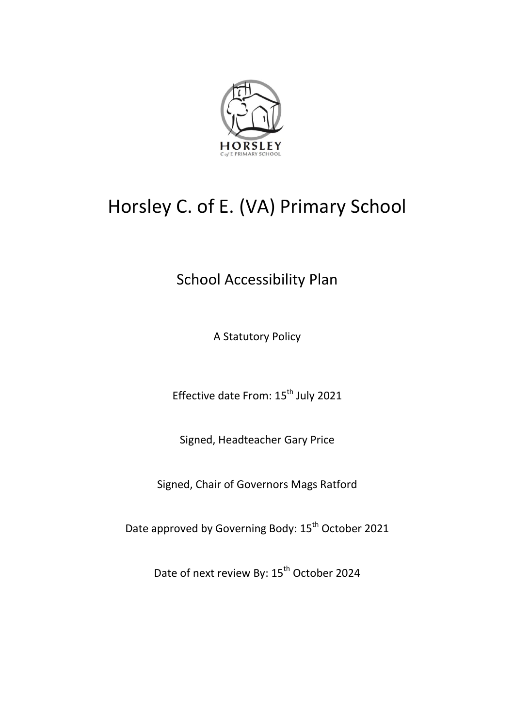# Horsley C. of E. (VA) Primary School

## School Accessibility Plan

A Statutory Policy

Effective date From: 15th July 2021

Signed, Headteacher Gary Price

Signed, Chair of Governors Mags Ratford

Date approved by Governing Body: 15th October 2021

Date of next review By: 15th October 2024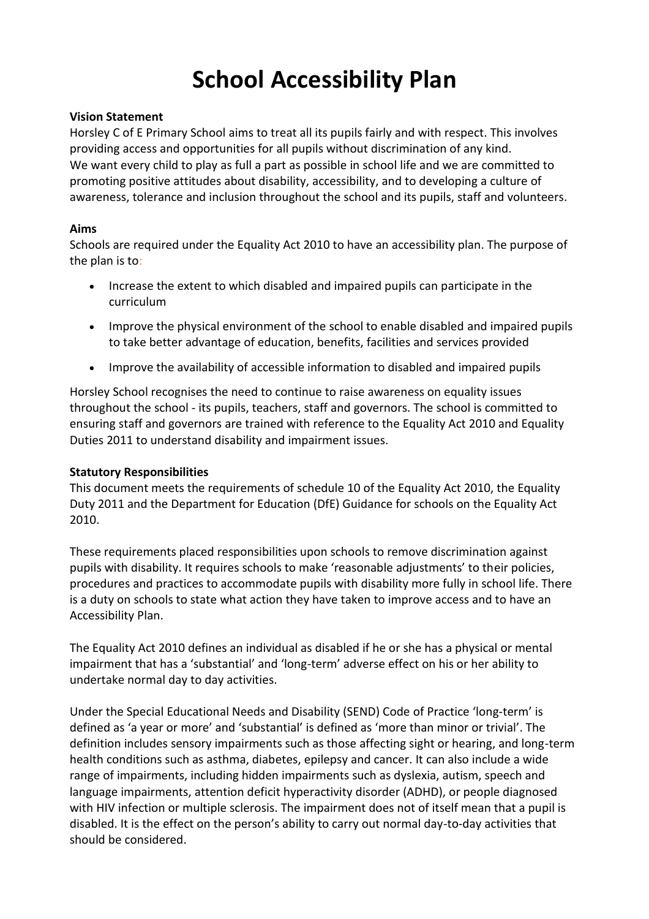# School Accessibility Plan

**Vision Statement**

Horsley C of E Primary School aims to treat all its pupils fairly and with respect. This involves providing access and opportunities for all pupils without discrimination of any kind.
We want every child to play as full a part as possible in school life and we are committed to promoting positive attitudes about disability, accessibility, and to developing a culture of awareness, tolerance and inclusion throughout the school and its pupils, staff and volunteers.

**Aims**

Schools are required under the Equality Act 2010 to have an accessibility plan. The purpose of the plan is to:

- Increase the extent to which disabled and impaired pupils can participate in the curriculum
- Improve the physical environment of the school to enable disabled and impaired pupils to take better advantage of education, benefits, facilities and services provided
- Improve the availability of accessible information to disabled and impaired pupils

Horsley School recognises the need to continue to raise awareness on equality issues throughout the school - its pupils, teachers, staff and governors. The school is committed to ensuring staff and governors are trained with reference to the Equality Act 2010 and Equality Duties 2011 to understand disability and impairment issues.

**Statutory Responsibilities**

This document meets the requirements of schedule 10 of the Equality Act 2010, the Equality Duty 2011 and the Department for Education (DfE) Guidance for schools on the Equality Act 2010.

These requirements placed responsibilities upon schools to remove discrimination against pupils with disability. It requires schools to make 'reasonable adjustments' to their policies, procedures and practices to accommodate pupils with disability more fully in school life. There is a duty on schools to state what action they have taken to improve access and to have an Accessibility Plan.

The Equality Act 2010 defines an individual as disabled if he or she has a physical or mental impairment that has a 'substantial' and 'long-term' adverse effect on his or her ability to undertake normal day to day activities.

Under the Special Educational Needs and Disability (SEND) Code of Practice 'long-term' is defined as 'a year or more' and 'substantial' is defined as 'more than minor or trivial'. The definition includes sensory impairments such as those affecting sight or hearing, and long-term health conditions such as asthma, diabetes, epilepsy and cancer. It can also include a wide range of impairments, including hidden impairments such as dyslexia, autism, speech and language impairments, attention deficit hyperactivity disorder (ADHD), or people diagnosed with HIV infection or multiple sclerosis. The impairment does not of itself mean that a pupil is disabled. It is the effect on the person's ability to carry out normal day-to-day activities that should be considered.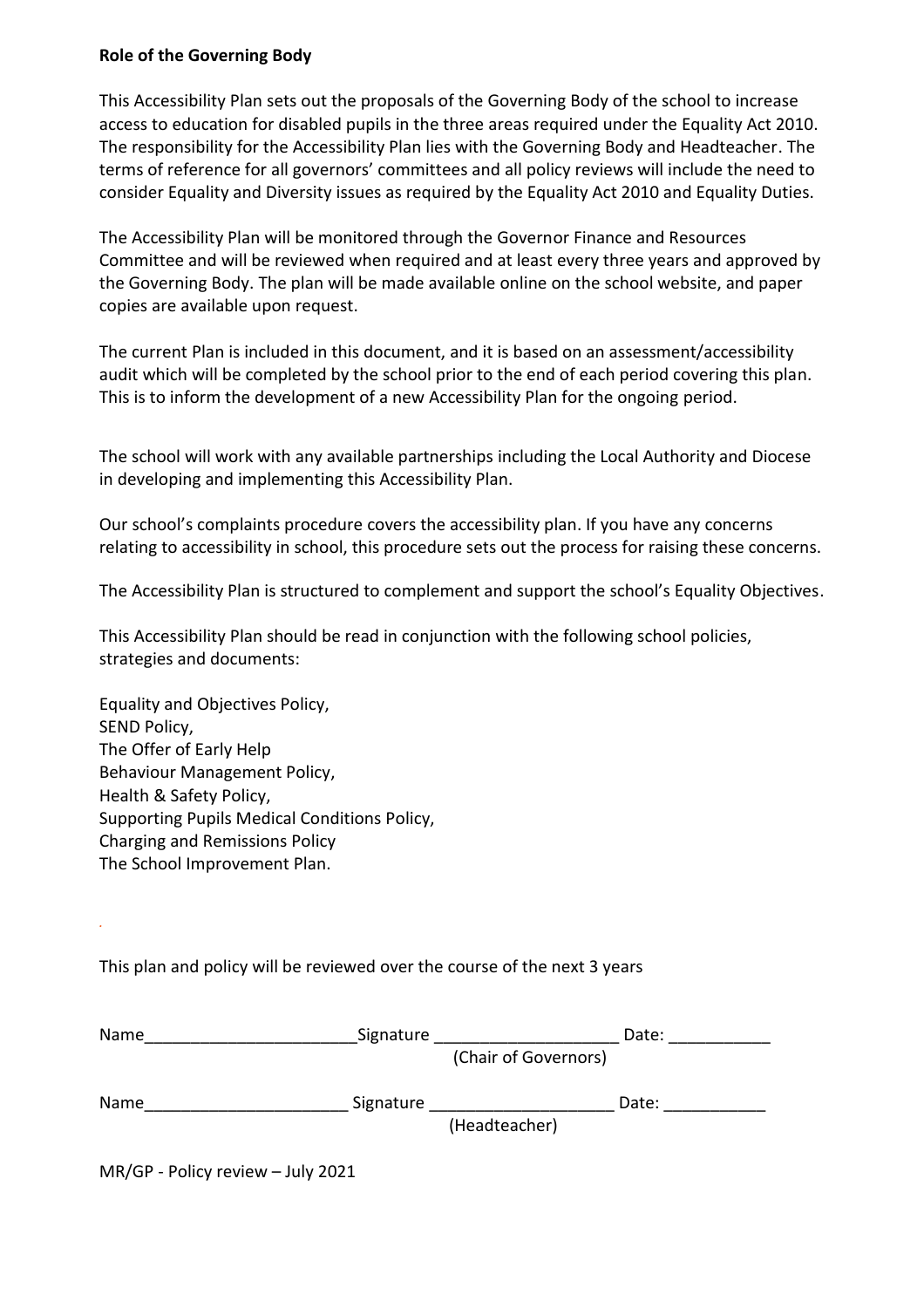**Role of the Governing Body**

This Accessibility Plan sets out the proposals of the Governing Body of the school to increase access to education for disabled pupils in the three areas required under the Equality Act 2010. The responsibility for the Accessibility Plan lies with the Governing Body and Headteacher. The terms of reference for all governors' committees and all policy reviews will include the need to consider Equality and Diversity issues as required by the Equality Act 2010 and Equality Duties.

The Accessibility Plan will be monitored through the Governor Finance and Resources Committee and will be reviewed when required and at least every three years and approved by the Governing Body. The plan will be made available online on the school website, and paper copies are available upon request.

The current Plan is included in this document, and it is based on an assessment/accessibility audit which will be completed by the school prior to the end of each period covering this plan. This is to inform the development of a new Accessibility Plan for the ongoing period.

The school will work with any available partnerships including the Local Authority and Diocese in developing and implementing this Accessibility Plan.

Our school's complaints procedure covers the accessibility plan. If you have any concerns relating to accessibility in school, this procedure sets out the process for raising these concerns.

The Accessibility Plan is structured to complement and support the school's Equality Objectives.

This Accessibility Plan should be read in conjunction with the following school policies, strategies and documents:

Equality and Objectives Policy,
SEND Policy,
The Offer of Early Help
Behaviour Management Policy,
Health & Safety Policy,
Supporting Pupils Medical Conditions Policy,
Charging and Remissions Policy
The School Improvement Plan.

This plan and policy will be reviewed over the course of the next 3 years

Name_______________________Signature ____________________ Date: ___________
(Chair of Governors)

Name______________________ Signature ____________________ Date: ___________
(Headteacher)

MR/GP - Policy review – July 2021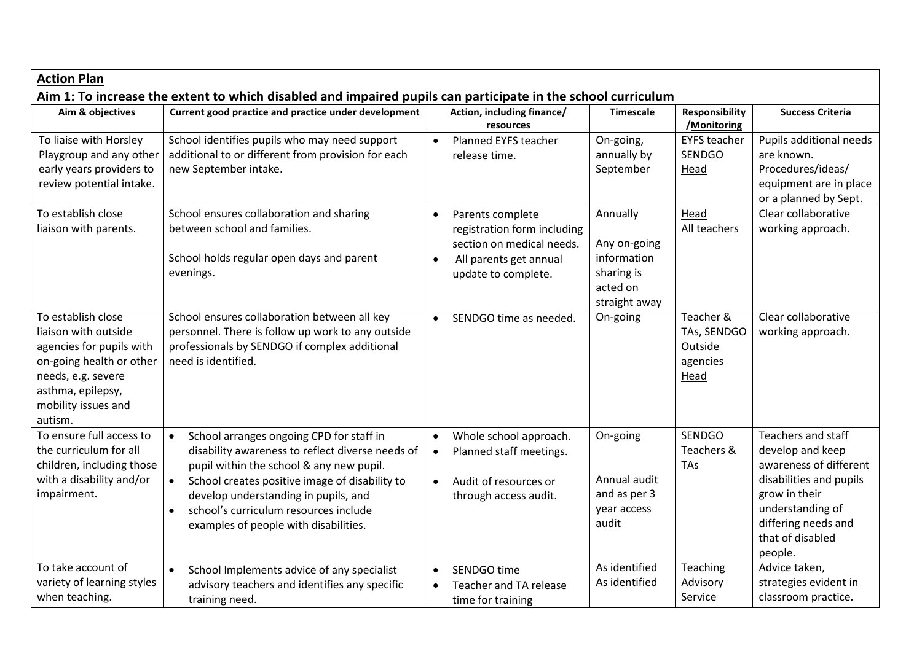**Action Plan**

**Aim 1: To increase the extent to which disabled and impaired pupils can participate in the school curriculum**

| Aim & objectives | Current good practice and practice under development | Action, including finance/ resources | Timescale | Responsibility /Monitoring | Success Criteria |
|---|---|---|---|---|---|
| To liaise with Horsley Playgroup and any other early years providers to review potential intake. | School identifies pupils who may need support additional to or different from provision for each new September intake. | • Planned EYFS teacher release time. | On-going, annually by September | EYFS teacher SENDGO Head | Pupils additional needs are known. Procedures/ideas/ equipment are in place or a planned by Sept. |
| To establish close liaison with parents. | School ensures collaboration and sharing between school and families.<br><br>School holds regular open days and parent evenings. | • Parents complete registration form including section on medical needs.<br>• All parents get annual update to complete. | Annually<br><br>Any on-going information sharing is acted on straight away | Head<br>All teachers | Clear collaborative working approach. |
| To establish close liaison with outside agencies for pupils with on-going health or other needs, e.g. severe asthma, epilepsy, mobility issues and autism. | School ensures collaboration between all key personnel. There is follow up work to any outside professionals by SENDGO if complex additional need is identified. | • SENDGO time as needed. | On-going | Teacher & TAs, SENDGO Outside agencies Head | Clear collaborative working approach. |
| To ensure full access to the curriculum for all children, including those with a disability and/or impairment. | • School arranges ongoing CPD for staff in disability awareness to reflect diverse needs of pupil within the school & any new pupil.<br>• School creates positive image of disability to develop understanding in pupils, and<br>• school's curriculum resources include examples of people with disabilities. | • Whole school approach.<br>• Planned staff meetings.<br>• Audit of resources or through access audit. | On-going<br><br>Annual audit and as per 3 year access audit | SENDGO Teachers & TAs | Teachers and staff develop and keep awareness of different disabilities and pupils grow in their understanding of differing needs and that of disabled people. |
| To take account of variety of learning styles when teaching. | • School Implements advice of any specialist advisory teachers and identifies any specific training need. | • SENDGO time<br>• Teacher and TA release time for training | As identified<br>As identified | Teaching Advisory Service | Advice taken, strategies evident in classroom practice. |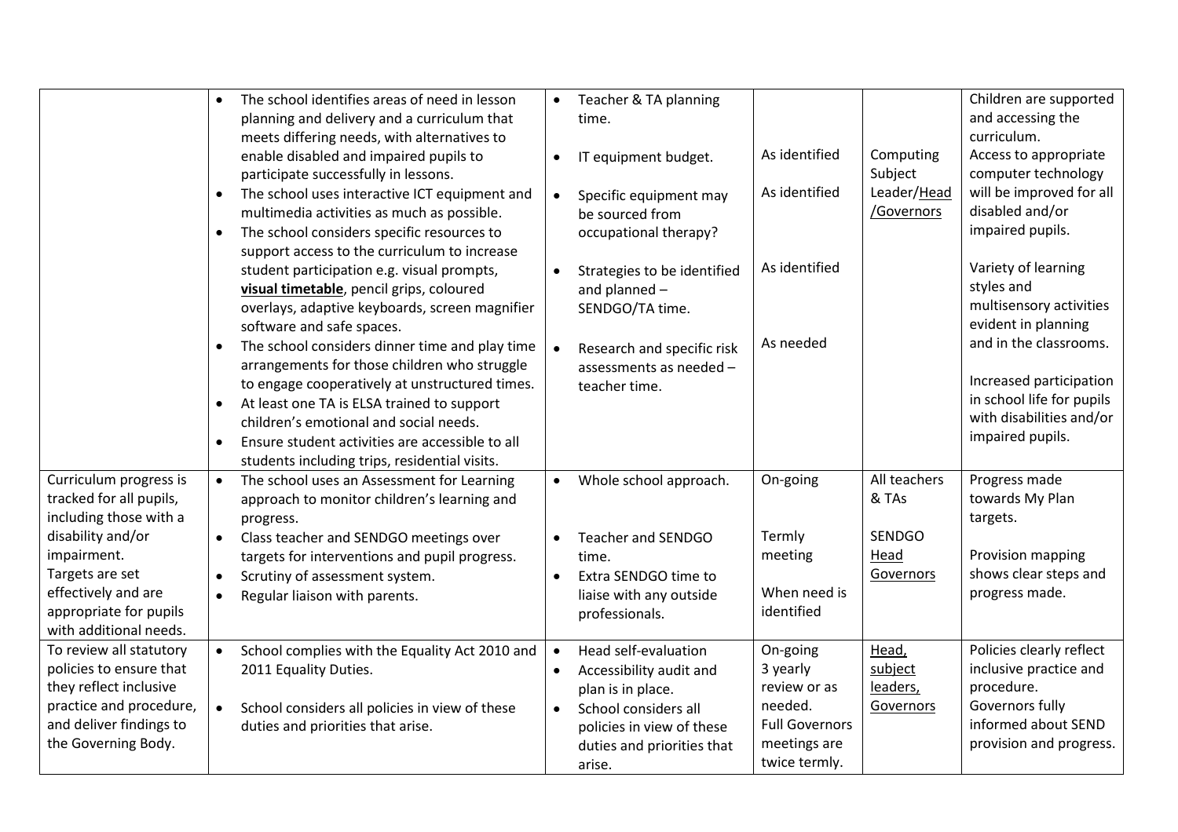| | | | | | |
|---|---|---|---|---|---|
| | • The school identifies areas of need in lesson planning and delivery and a curriculum that meets differing needs, with alternatives to enable disabled and impaired pupils to participate successfully in lessons.<br>• The school uses interactive ICT equipment and multimedia activities as much as possible.<br>• The school considers specific resources to support access to the curriculum to increase student participation e.g. visual prompts, **visual timetable**, pencil grips, coloured overlays, adaptive keyboards, screen magnifier software and safe spaces.<br>• The school considers dinner time and play time arrangements for those children who struggle to engage cooperatively at unstructured times.<br>• At least one TA is ELSA trained to support children's emotional and social needs.<br>• Ensure student activities are accessible to all students including trips, residential visits. | • Teacher & TA planning time.<br>• IT equipment budget.<br>• Specific equipment may be sourced from occupational therapy?<br>• Strategies to be identified and planned – SENDGO/TA time.<br>• Research and specific risk assessments as needed – teacher time. | As identified<br>As identified<br>As identified<br>As needed | Computing Subject Leader/Head /Governors | Children are supported and accessing the curriculum.<br>Access to appropriate computer technology will be improved for all disabled and/or impaired pupils.<br>Variety of learning styles and multisensory activities evident in planning and in the classrooms.<br>Increased participation in school life for pupils with disabilities and/or impaired pupils. |
| Curriculum progress is tracked for all pupils, including those with a disability and/or impairment.<br>Targets are set effectively and are appropriate for pupils with additional needs. | • The school uses an Assessment for Learning approach to monitor children's learning and progress.<br>• Class teacher and SENDGO meetings over targets for interventions and pupil progress.<br>• Scrutiny of assessment system.<br>• Regular liaison with parents. | • Whole school approach.<br>• Teacher and SENDGO time.<br>• Extra SENDGO time to liaise with any outside professionals. | On-going<br>Termly meeting<br>When need is identified | All teachers & TAs<br>SENDGO<br>Head<br>Governors | Progress made towards My Plan targets.<br>Provision mapping shows clear steps and progress made. |
| To review all statutory policies to ensure that they reflect inclusive practice and procedure, and deliver findings to the Governing Body. | • School complies with the Equality Act 2010 and 2011 Equality Duties.<br>• School considers all policies in view of these duties and priorities that arise. | • Head self-evaluation<br>• Accessibility audit and plan is in place.<br>• School considers all policies in view of these duties and priorities that arise. | On-going<br>3 yearly review or as needed.<br>Full Governors meetings are twice termly. | Head, subject leaders, Governors | Policies clearly reflect inclusive practice and procedure.<br>Governors fully informed about SEND provision and progress. |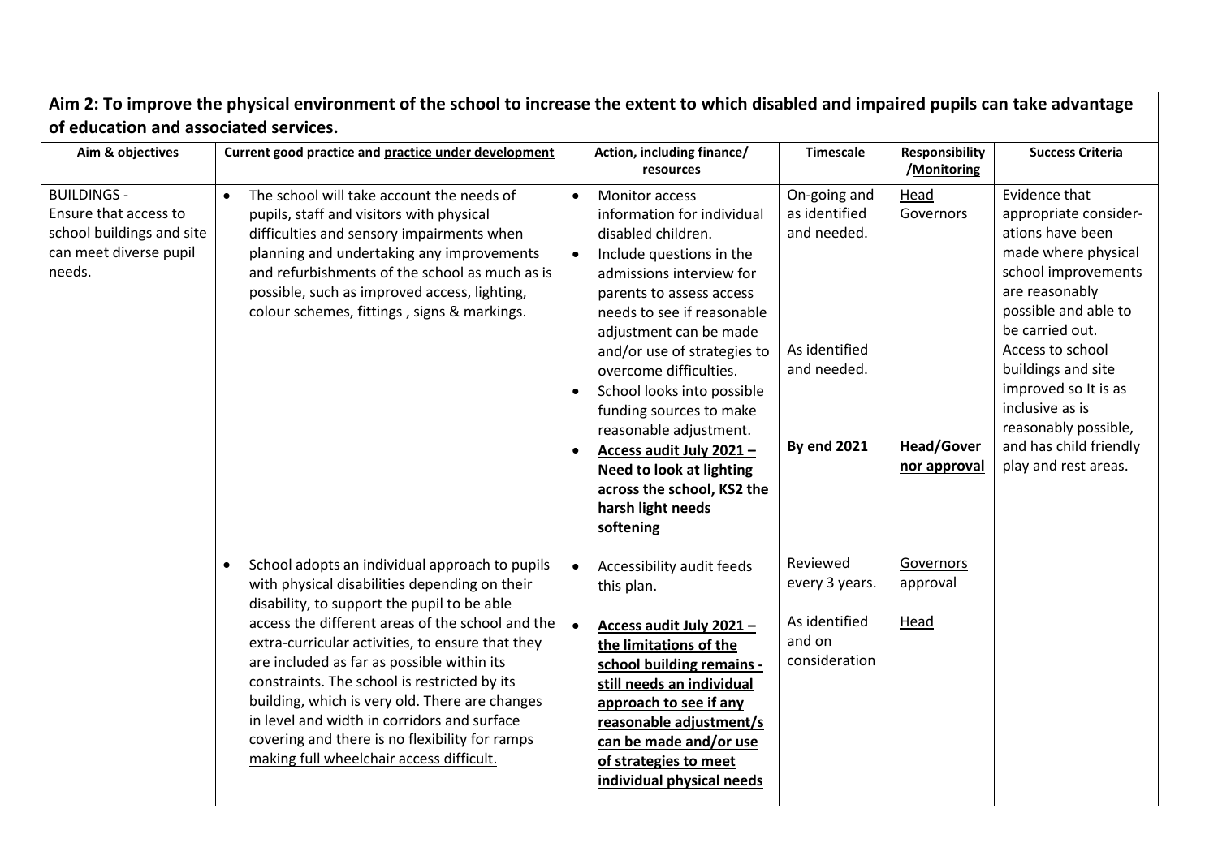**Aim 2: To improve the physical environment of the school to increase the extent to which disabled and impaired pupils can take advantage of education and associated services.**

| Aim & objectives | Current good practice and practice under development | Action, including finance/ resources | Timescale | Responsibility /Monitoring | Success Criteria |
|---|---|---|---|---|---|
| BUILDINGS - Ensure that access to school buildings and site can meet diverse pupil needs. | • The school will take account the needs of pupils, staff and visitors with physical difficulties and sensory impairments when planning and undertaking any improvements and refurbishments of the school as much as is possible, such as improved access, lighting, colour schemes, fittings , signs & markings. | • Monitor access information for individual disabled children.<br>• Include questions in the admissions interview for parents to assess access needs to see if reasonable adjustment can be made and/or use of strategies to overcome difficulties.<br>• School looks into possible funding sources to make reasonable adjustment.<br>• **Access audit July 2021 – Need to look at lighting across the school, KS2 the harsh light needs softening** | On-going and as identified and needed.<br><br>As identified and needed.<br><br>**By end 2021** | Head<br>Governors<br><br>**Head/Governor approval** | Evidence that appropriate considerations have been made where physical school improvements are reasonably possible and able to be carried out.<br>Access to school buildings and site improved so It is as inclusive as is reasonably possible, and has child friendly play and rest areas. |
| | • School adopts an individual approach to pupils with physical disabilities depending on their disability, to support the pupil to be able access the different areas of the school and the extra-curricular activities, to ensure that they are included as far as possible within its constraints. The school is restricted by its building, which is very old. There are changes in level and width in corridors and surface covering and there is no flexibility for ramps making full wheelchair access difficult. | • Accessibility audit feeds this plan.<br>• **Access audit July 2021 – the limitations of the school building remains - still needs an individual approach to see if any reasonable adjustment/s can be made and/or use of strategies to meet individual physical needs** | Reviewed every 3 years.<br><br>As identified and on consideration | Governors approval<br><br>Head | |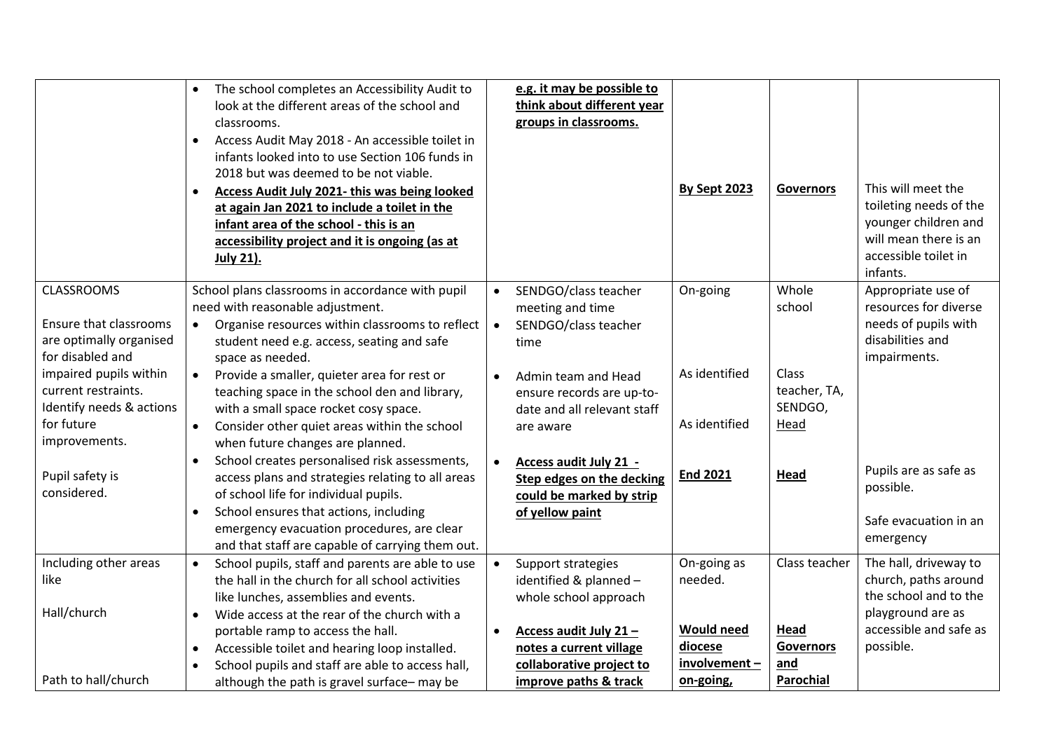| | | | | | |
|---|---|---|---|---|---|
| | • The school completes an Accessibility Audit to look at the different areas of the school and classrooms.<br>• Access Audit May 2018 - An accessible toilet in infants looked into to use Section 106 funds in 2018 but was deemed to be not viable.<br>• **Access Audit July 2021- this was being looked at again Jan 2021 to include a toilet in the infant area of the school - this is an accessibility project and it is ongoing (as at July 21).** | **e.g. it may be possible to think about different year groups in classrooms.** | **By Sept 2023** | **Governors** | This will meet the toileting needs of the younger children and will mean there is an accessible toilet in infants. |
| CLASSROOMS<br><br>Ensure that classrooms are optimally organised for disabled and impaired pupils within current restraints. Identify needs & actions for future improvements.<br><br>Pupil safety is considered. | School plans classrooms in accordance with pupil need with reasonable adjustment.<br>• Organise resources within classrooms to reflect student need e.g. access, seating and safe space as needed.<br>• Provide a smaller, quieter area for rest or teaching space in the school den and library, with a small space rocket cosy space.<br>• Consider other quiet areas within the school when future changes are planned.<br>• School creates personalised risk assessments, access plans and strategies relating to all areas of school life for individual pupils.<br>• School ensures that actions, including emergency evacuation procedures, are clear and that staff are capable of carrying them out. | • SENDGO/class teacher meeting and time<br>• SENDGO/class teacher time<br>• Admin team and Head ensure records are up-to-date and all relevant staff are aware<br>• **Access audit July 21 - Step edges on the decking could be marked by strip of yellow paint** | On-going<br><br>As identified<br><br>As identified<br><br>**End 2021** | Whole school<br><br>Class teacher, TA, SENDGO, Head<br><br>**Head** | Appropriate use of resources for diverse needs of pupils with disabilities and impairments.<br><br>Pupils are as safe as possible.<br><br>Safe evacuation in an emergency |
| Including other areas like<br><br>Hall/church<br><br>Path to hall/church | • School pupils, staff and parents are able to use the hall in the church for all school activities like lunches, assemblies and events.<br>• Wide access at the rear of the church with a portable ramp to access the hall.<br>• Accessible toilet and hearing loop installed.<br>• School pupils and staff are able to access hall, although the path is gravel surface– may be | • Support strategies identified & planned – whole school approach<br>• **Access audit July 21 – notes a current village collaborative project to improve paths & track** | On-going as needed.<br><br>**Would need diocese involvement – on-going,** | Class teacher<br><br>**Head Governors and Parochial** | The hall, driveway to church, paths around the school and to the playground are as accessible and safe as possible. |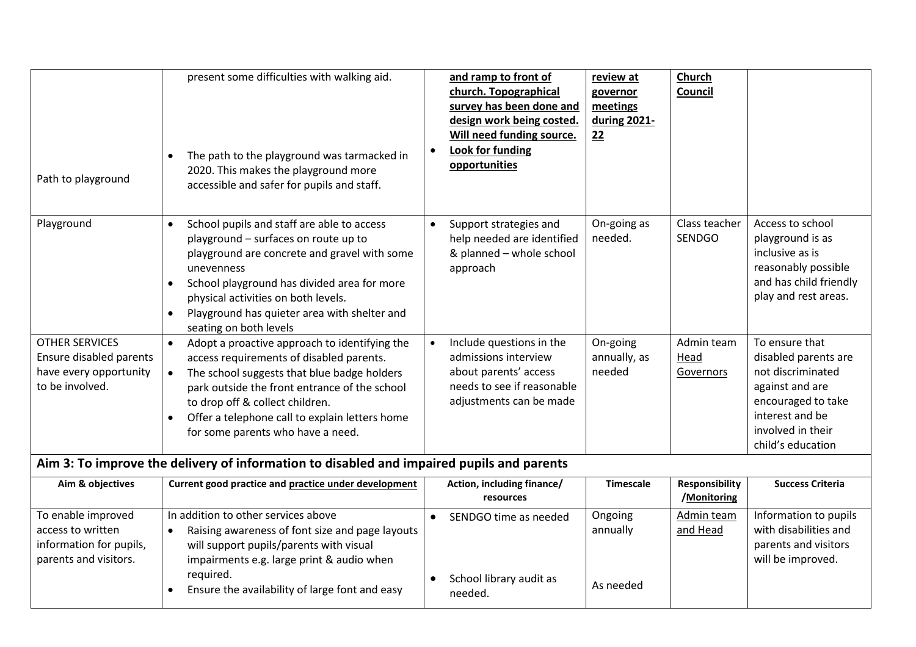| | | | | | |
|---|---|---|---|---|---|
| Path to playground | present some difficulties with walking aid.<br><br>• The path to the playground was tarmacked in 2020. This makes the playground more accessible and safer for pupils and staff. | **<u>and ramp to front of church. Topographical survey has been done and design work being costed. Will need funding source.</u>**<br>• **<u>Look for funding opportunities</u>** | **<u>review at governor meetings during 2021-22</u>** | **<u>Church Council</u>** | |
| Playground | • School pupils and staff are able to access playground – surfaces on route up to playground are concrete and gravel with some unevenness<br>• School playground has divided area for more physical activities on both levels.<br>• Playground has quieter area with shelter and seating on both levels | • Support strategies and help needed are identified & planned – whole school approach | On-going as needed. | Class teacher SENDGO | Access to school playground is as inclusive as is reasonably possible and has child friendly play and rest areas. |
| OTHER SERVICES<br>Ensure disabled parents have every opportunity to be involved. | • Adopt a proactive approach to identifying the access requirements of disabled parents.<br>• The school suggests that blue badge holders park outside the front entrance of the school to drop off & collect children.<br>• Offer a telephone call to explain letters home for some parents who have a need. | • Include questions in the admissions interview about parents' access needs to see if reasonable adjustments can be made | On-going annually, as needed | Admin team<br><u>Head</u><br><u>Governors</u> | To ensure that disabled parents are not discriminated against and are encouraged to take interest and be involved in their child's education |

**Aim 3: To improve the delivery of information to disabled and impaired pupils and parents**

| Aim & objectives | Current good practice and <u>practice under development</u> | Action, including finance/ resources | Timescale | Responsibility /<u>Monitoring</u> | Success Criteria |
|---|---|---|---|---|---|
| To enable improved access to written information for pupils, parents and visitors. | In addition to other services above<br>• Raising awareness of font size and page layouts will support pupils/parents with visual impairments e.g. large print & audio when required.<br>• Ensure the availability of large font and easy | • SENDGO time as needed<br><br>• School library audit as needed. | Ongoing annually<br><br>As needed | <u>Admin team and Head</u> | Information to pupils with disabilities and parents and visitors will be improved. |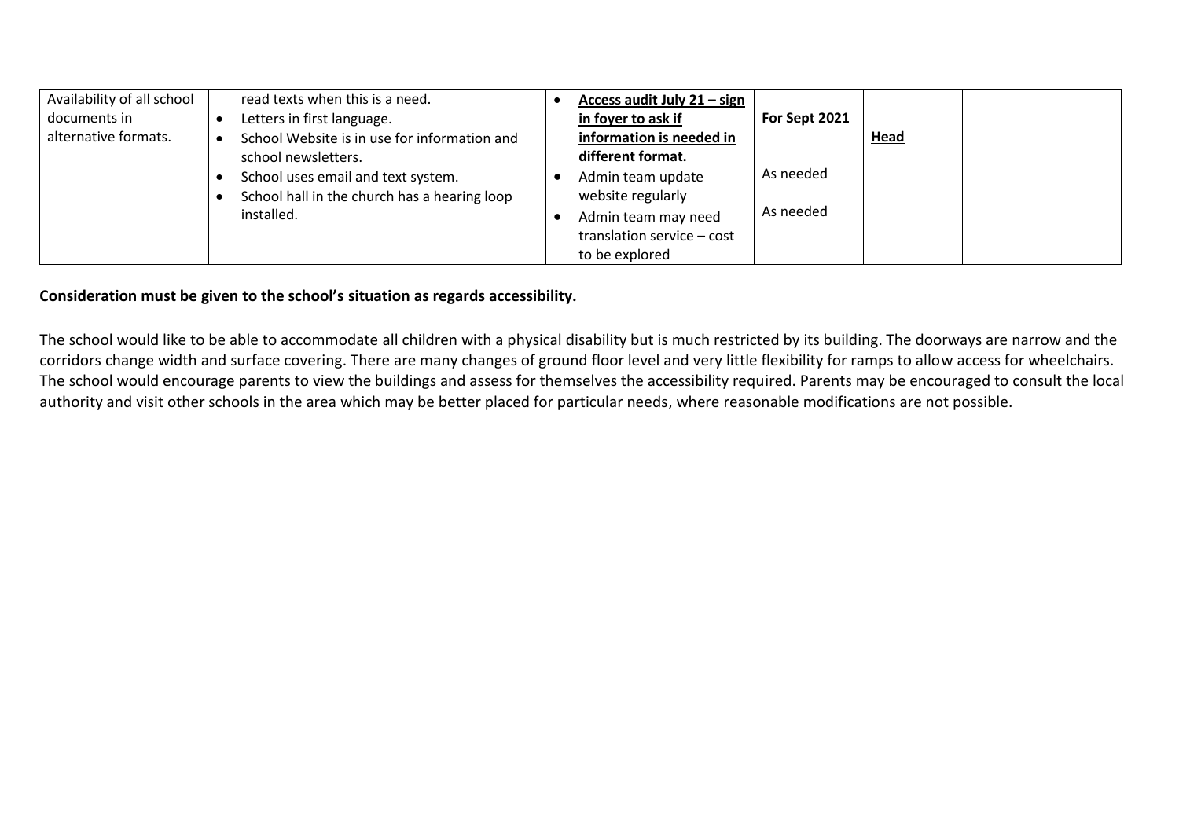| | | | | | |
|---|---|---|---|---|---|
| Availability of all school documents in alternative formats. | read texts when this is a need.<br>• Letters in first language.<br>• School Website is in use for information and school newsletters.<br>• School uses email and text system.<br>• School hall in the church has a hearing loop installed. | • **Access audit July 21 – sign in foyer to ask if information is needed in different format.**<br>• Admin team update website regularly<br>• Admin team may need translation service – cost to be explored | **For Sept 2021**<br><br>As needed<br><br>As needed | **Head** | |

**Consideration must be given to the school's situation as regards accessibility.**

The school would like to be able to accommodate all children with a physical disability but is much restricted by its building. The doorways are narrow and the corridors change width and surface covering. There are many changes of ground floor level and very little flexibility for ramps to allow access for wheelchairs. The school would encourage parents to view the buildings and assess for themselves the accessibility required. Parents may be encouraged to consult the local authority and visit other schools in the area which may be better placed for particular needs, where reasonable modifications are not possible.